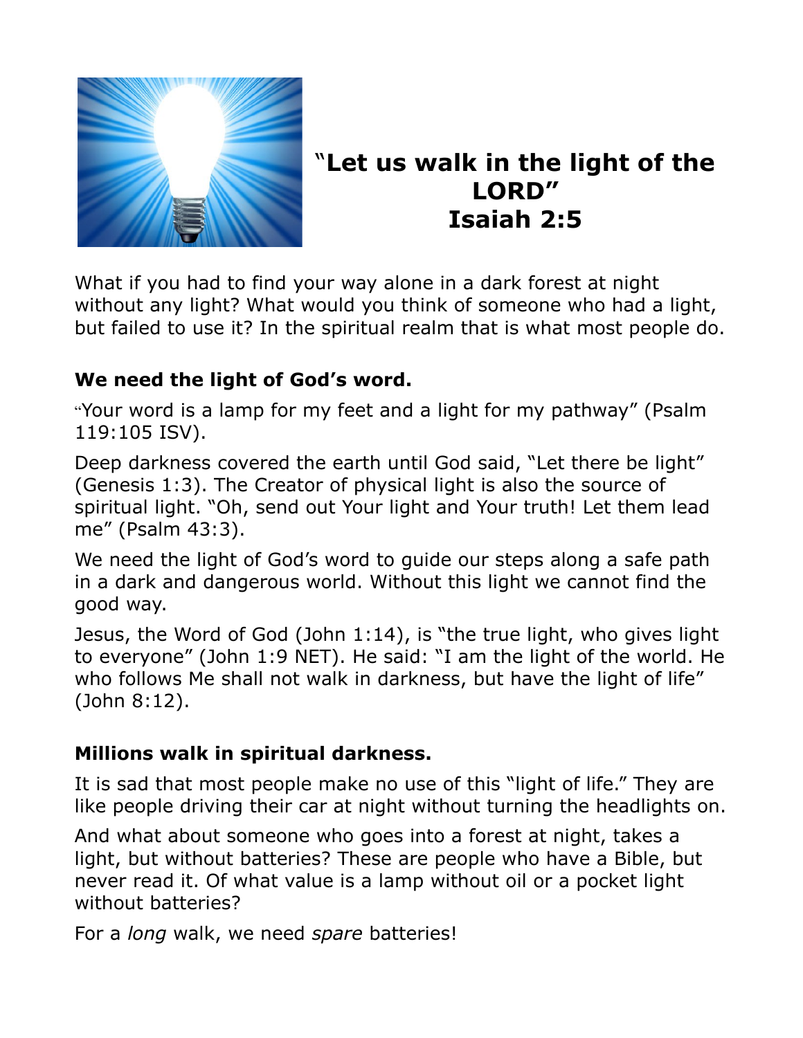# "Let us walk in the light of the LORD" Isaiah 2:5

What if you had to find your way alone in a dark forest at night without any light? What would you think of someone who had a light, but failed to use it? In the spiritual realm that is what most people do.

**We need the light of God's word.**

"Your word is a lamp for my feet and a light for my pathway" (Psalm 119:105 ISV).

Deep darkness covered the earth until God said, "Let there be light" (Genesis 1:3). The Creator of physical light is also the source of spiritual light. "Oh, send out Your light and Your truth! Let them lead me" (Psalm 43:3).

We need the light of God's word to guide our steps along a safe path in a dark and dangerous world. Without this light we cannot find the good way.

Jesus, the Word of God (John 1:14), is "the true light, who gives light to everyone" (John 1:9 NET). He said: "I am the light of the world. He who follows Me shall not walk in darkness, but have the light of life" (John 8:12).

**Millions walk in spiritual darkness.**

It is sad that most people make no use of this "light of life." They are like people driving their car at night without turning the headlights on.

And what about someone who goes into a forest at night, takes a light, but without batteries? These are people who have a Bible, but never read it. Of what value is a lamp without oil or a pocket light without batteries?

For a *long* walk, we need *spare* batteries!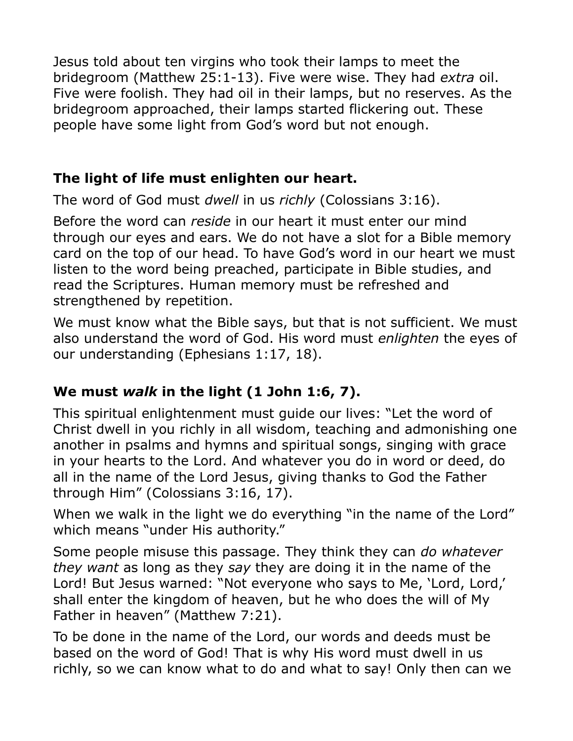Jesus told about ten virgins who took their lamps to meet the bridegroom (Matthew 25:1-13). Five were wise. They had *extra* oil. Five were foolish. They had oil in their lamps, but no reserves. As the bridegroom approached, their lamps started flickering out. These people have some light from God's word but not enough.

### The light of life must enlighten our heart.

The word of God must *dwell* in us *richly* (Colossians 3:16).

Before the word can *reside* in our heart it must enter our mind through our eyes and ears. We do not have a slot for a Bible memory card on the top of our head. To have God's word in our heart we must listen to the word being preached, participate in Bible studies, and read the Scriptures. Human memory must be refreshed and strengthened by repetition.

We must know what the Bible says, but that is not sufficient. We must also understand the word of God. His word must *enlighten* the eyes of our understanding (Ephesians 1:17, 18).

### We must *walk* in the light (1 John 1:6, 7).

This spiritual enlightenment must guide our lives: "Let the word of Christ dwell in you richly in all wisdom, teaching and admonishing one another in psalms and hymns and spiritual songs, singing with grace in your hearts to the Lord. And whatever you do in word or deed, do all in the name of the Lord Jesus, giving thanks to God the Father through Him" (Colossians 3:16, 17).

When we walk in the light we do everything "in the name of the Lord" which means "under His authority."

Some people misuse this passage. They think they can *do whatever they want* as long as they *say* they are doing it in the name of the Lord! But Jesus warned: "Not everyone who says to Me, 'Lord, Lord,' shall enter the kingdom of heaven, but he who does the will of My Father in heaven" (Matthew 7:21).

To be done in the name of the Lord, our words and deeds must be based on the word of God! That is why His word must dwell in us richly, so we can know what to do and what to say! Only then can we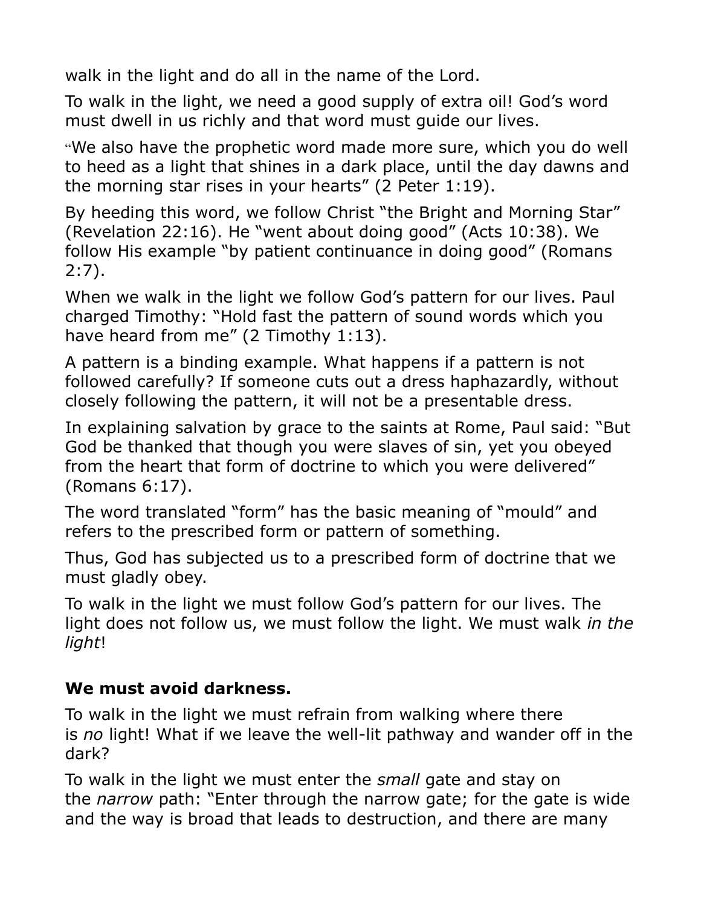walk in the light and do all in the name of the Lord.

To walk in the light, we need a good supply of extra oil! God's word must dwell in us richly and that word must guide our lives.

"We also have the prophetic word made more sure, which you do well to heed as a light that shines in a dark place, until the day dawns and the morning star rises in your hearts" (2 Peter 1:19).

By heeding this word, we follow Christ "the Bright and Morning Star" (Revelation 22:16). He "went about doing good" (Acts 10:38). We follow His example "by patient continuance in doing good" (Romans 2:7).

When we walk in the light we follow God's pattern for our lives. Paul charged Timothy: "Hold fast the pattern of sound words which you have heard from me" (2 Timothy 1:13).

A pattern is a binding example. What happens if a pattern is not followed carefully? If someone cuts out a dress haphazardly, without closely following the pattern, it will not be a presentable dress.

In explaining salvation by grace to the saints at Rome, Paul said: "But God be thanked that though you were slaves of sin, yet you obeyed from the heart that form of doctrine to which you were delivered" (Romans 6:17).

The word translated "form" has the basic meaning of "mould" and refers to the prescribed form or pattern of something.

Thus, God has subjected us to a prescribed form of doctrine that we must gladly obey.

To walk in the light we must follow God's pattern for our lives. The light does not follow us, we must follow the light. We must walk *in the light*!

### We must avoid darkness.

To walk in the light we must refrain from walking where there is *no* light! What if we leave the well-lit pathway and wander off in the dark?

To walk in the light we must enter the *small* gate and stay on the *narrow* path: "Enter through the narrow gate; for the gate is wide and the way is broad that leads to destruction, and there are many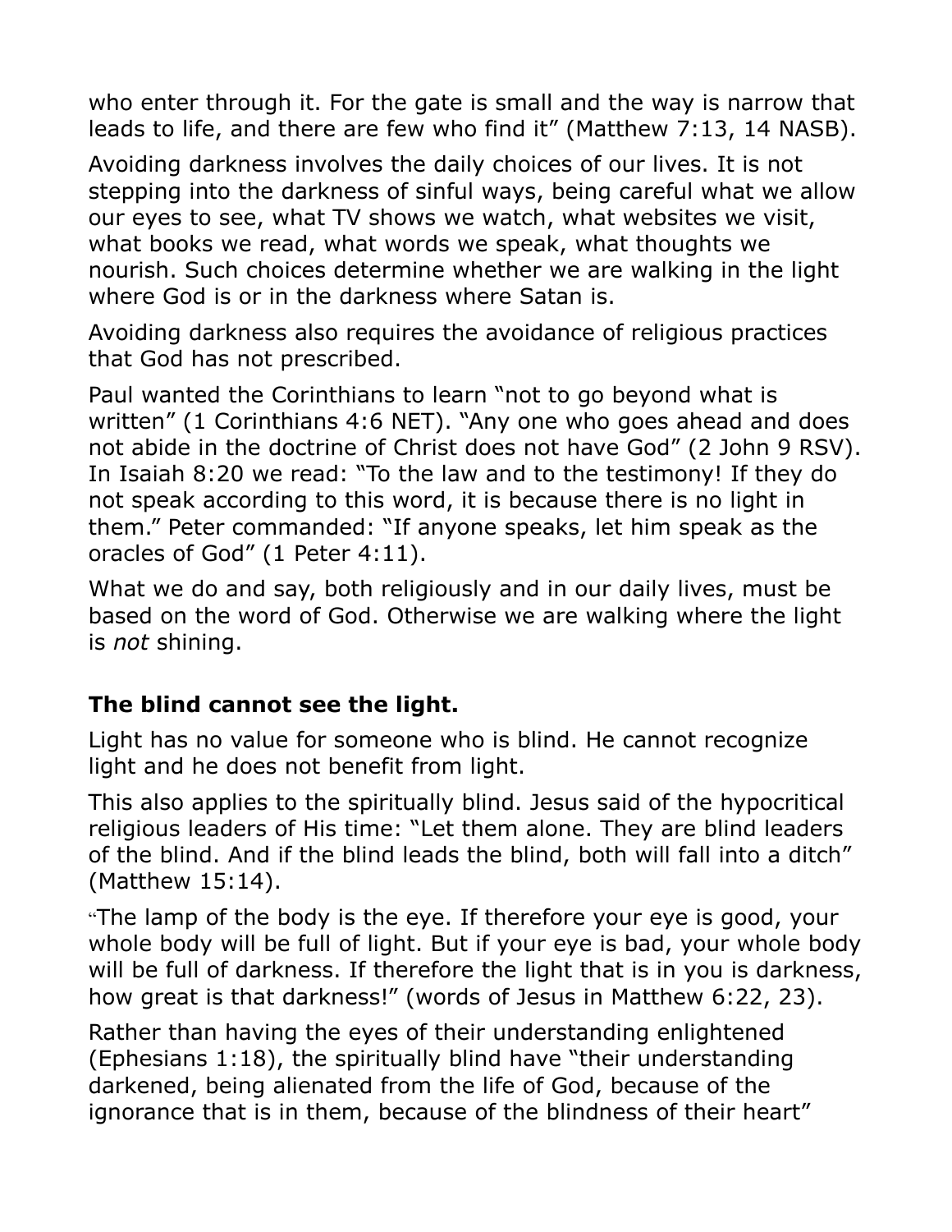who enter through it. For the gate is small and the way is narrow that leads to life, and there are few who find it" (Matthew 7:13, 14 NASB).

Avoiding darkness involves the daily choices of our lives. It is not stepping into the darkness of sinful ways, being careful what we allow our eyes to see, what TV shows we watch, what websites we visit, what books we read, what words we speak, what thoughts we nourish. Such choices determine whether we are walking in the light where God is or in the darkness where Satan is.

Avoiding darkness also requires the avoidance of religious practices that God has not prescribed.

Paul wanted the Corinthians to learn "not to go beyond what is written" (1 Corinthians 4:6 NET). "Any one who goes ahead and does not abide in the doctrine of Christ does not have God" (2 John 9 RSV). In Isaiah 8:20 we read: "To the law and to the testimony! If they do not speak according to this word, it is because there is no light in them." Peter commanded: "If anyone speaks, let him speak as the oracles of God" (1 Peter 4:11).

What we do and say, both religiously and in our daily lives, must be based on the word of God. Otherwise we are walking where the light is *not* shining.

### The blind cannot see the light.

Light has no value for someone who is blind. He cannot recognize light and he does not benefit from light.

This also applies to the spiritually blind. Jesus said of the hypocritical religious leaders of His time: "Let them alone. They are blind leaders of the blind. And if the blind leads the blind, both will fall into a ditch" (Matthew 15:14).

"The lamp of the body is the eye. If therefore your eye is good, your whole body will be full of light. But if your eye is bad, your whole body will be full of darkness. If therefore the light that is in you is darkness, how great is that darkness!" (words of Jesus in Matthew 6:22, 23).

Rather than having the eyes of their understanding enlightened (Ephesians 1:18), the spiritually blind have "their understanding darkened, being alienated from the life of God, because of the ignorance that is in them, because of the blindness of their heart"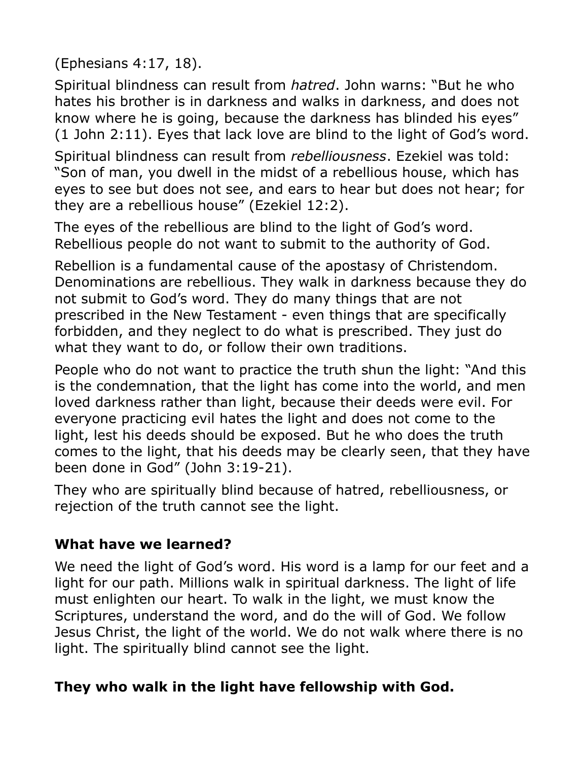(Ephesians 4:17, 18).

Spiritual blindness can result from *hatred*. John warns: "But he who hates his brother is in darkness and walks in darkness, and does not know where he is going, because the darkness has blinded his eyes" (1 John 2:11). Eyes that lack love are blind to the light of God's word.

Spiritual blindness can result from *rebelliousness*. Ezekiel was told: "Son of man, you dwell in the midst of a rebellious house, which has eyes to see but does not see, and ears to hear but does not hear; for they are a rebellious house" (Ezekiel 12:2).

The eyes of the rebellious are blind to the light of God's word. Rebellious people do not want to submit to the authority of God.

Rebellion is a fundamental cause of the apostasy of Christendom. Denominations are rebellious. They walk in darkness because they do not submit to God's word. They do many things that are not prescribed in the New Testament - even things that are specifically forbidden, and they neglect to do what is prescribed. They just do what they want to do, or follow their own traditions.

People who do not want to practice the truth shun the light: "And this is the condemnation, that the light has come into the world, and men loved darkness rather than light, because their deeds were evil. For everyone practicing evil hates the light and does not come to the light, lest his deeds should be exposed. But he who does the truth comes to the light, that his deeds may be clearly seen, that they have been done in God" (John 3:19-21).

They who are spiritually blind because of hatred, rebelliousness, or rejection of the truth cannot see the light.

### What have we learned?

We need the light of God's word. His word is a lamp for our feet and a light for our path. Millions walk in spiritual darkness. The light of life must enlighten our heart. To walk in the light, we must know the Scriptures, understand the word, and do the will of God. We follow Jesus Christ, the light of the world. We do not walk where there is no light. The spiritually blind cannot see the light.

### They who walk in the light have fellowship with God.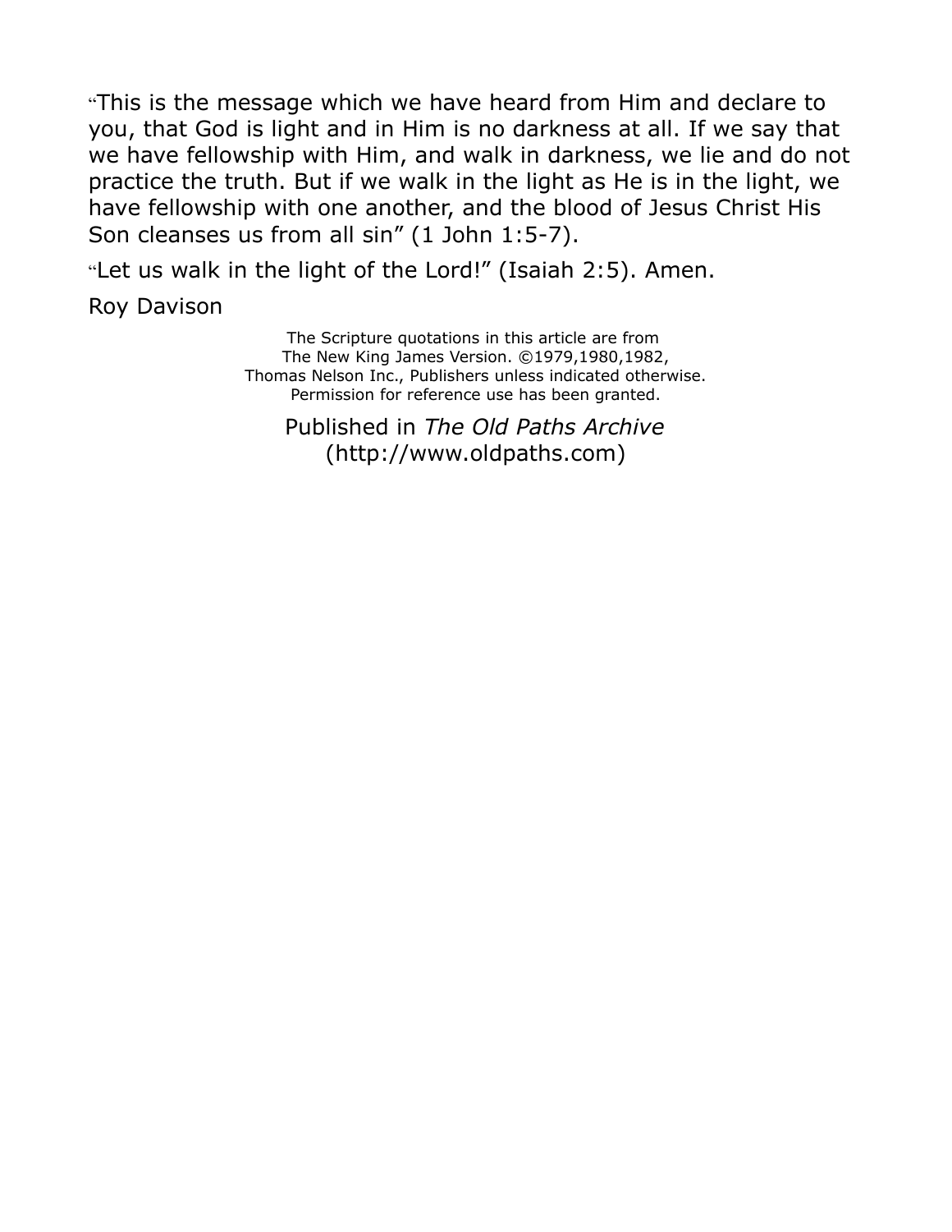"This is the message which we have heard from Him and declare to you, that God is light and in Him is no darkness at all. If we say that we have fellowship with Him, and walk in darkness, we lie and do not practice the truth. But if we walk in the light as He is in the light, we have fellowship with one another, and the blood of Jesus Christ His Son cleanses us from all sin" (1 John 1:5-7).

"Let us walk in the light of the Lord!" (Isaiah 2:5). Amen.

Roy Davison

The Scripture quotations in this article are from The New King James Version. ©1979,1980,1982, Thomas Nelson Inc., Publishers unless indicated otherwise. Permission for reference use has been granted.

Published in *The Old Paths Archive* (http://www.oldpaths.com)